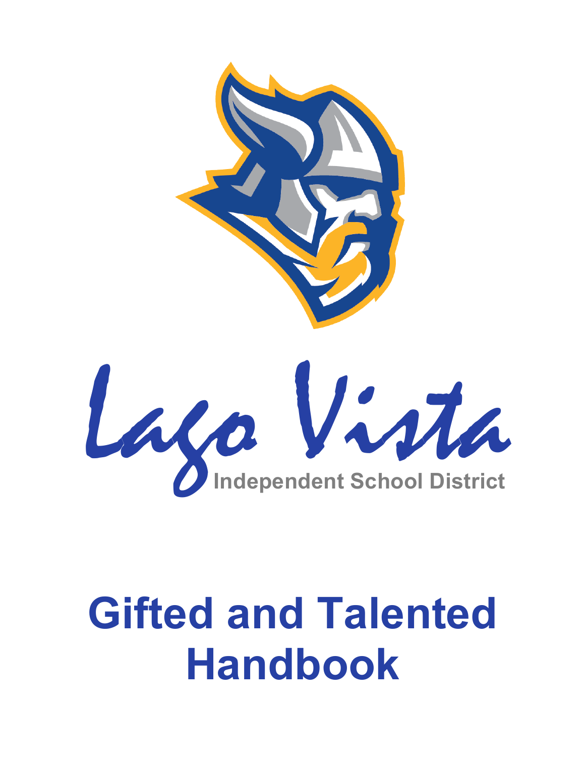Lago Vista

Independent School District

# Gifted and Talented Handbook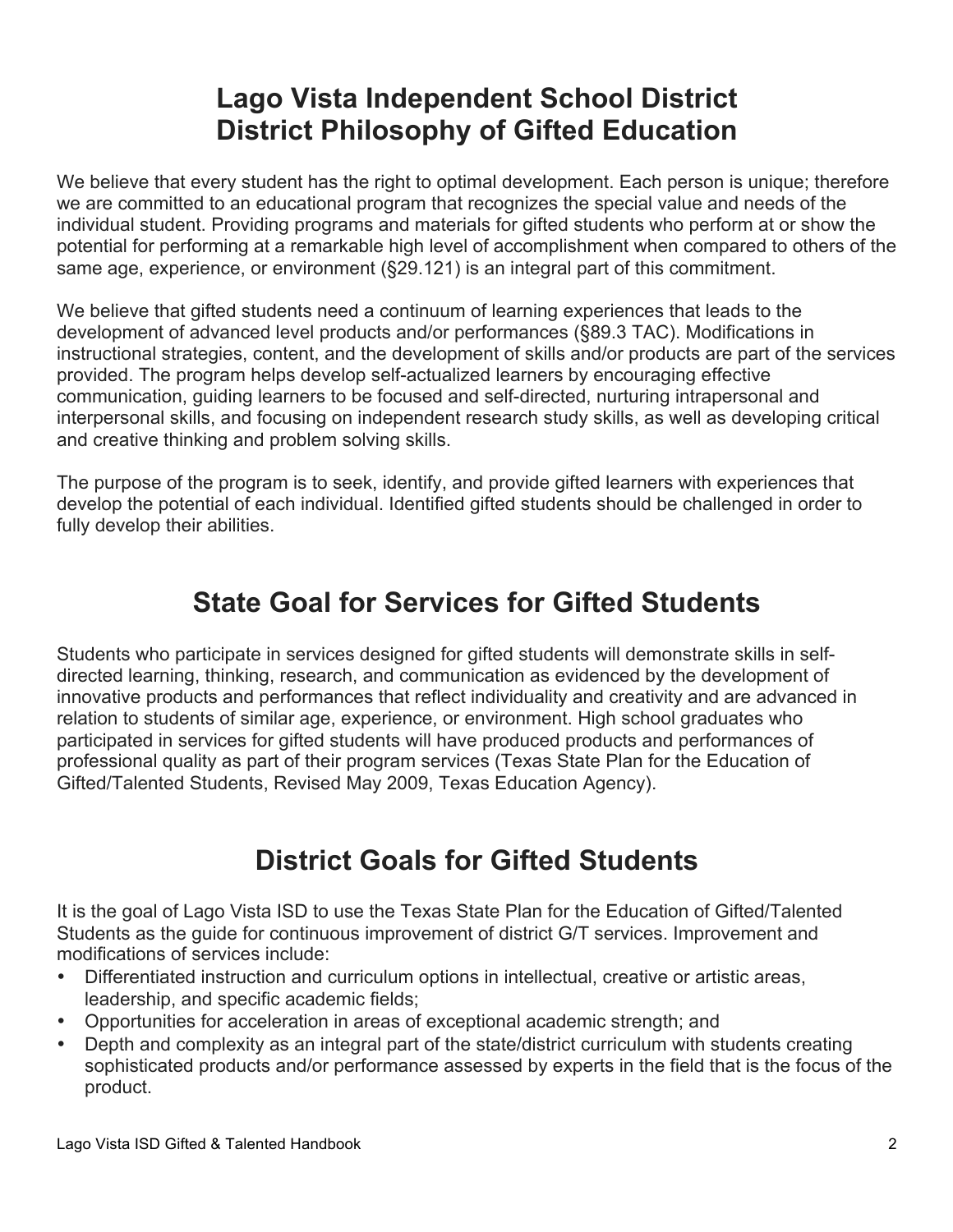# Lago Vista Independent School District
# District Philosophy of Gifted Education

We believe that every student has the right to optimal development. Each person is unique; therefore we are committed to an educational program that recognizes the special value and needs of the individual student. Providing programs and materials for gifted students who perform at or show the potential for performing at a remarkable high level of accomplishment when compared to others of the same age, experience, or environment (§29.121) is an integral part of this commitment.

We believe that gifted students need a continuum of learning experiences that leads to the development of advanced level products and/or performances (§89.3 TAC). Modifications in instructional strategies, content, and the development of skills and/or products are part of the services provided. The program helps develop self-actualized learners by encouraging effective communication, guiding learners to be focused and self-directed, nurturing intrapersonal and interpersonal skills, and focusing on independent research study skills, as well as developing critical and creative thinking and problem solving skills.

The purpose of the program is to seek, identify, and provide gifted learners with experiences that develop the potential of each individual. Identified gifted students should be challenged in order to fully develop their abilities.

## State Goal for Services for Gifted Students

Students who participate in services designed for gifted students will demonstrate skills in self-directed learning, thinking, research, and communication as evidenced by the development of innovative products and performances that reflect individuality and creativity and are advanced in relation to students of similar age, experience, or environment. High school graduates who participated in services for gifted students will have produced products and performances of professional quality as part of their program services (Texas State Plan for the Education of Gifted/Talented Students, Revised May 2009, Texas Education Agency).

## District Goals for Gifted Students

It is the goal of Lago Vista ISD to use the Texas State Plan for the Education of Gifted/Talented Students as the guide for continuous improvement of district G/T services. Improvement and modifications of services include:

- Differentiated instruction and curriculum options in intellectual, creative or artistic areas, leadership, and specific academic fields;
- Opportunities for acceleration in areas of exceptional academic strength; and
- Depth and complexity as an integral part of the state/district curriculum with students creating sophisticated products and/or performance assessed by experts in the field that is the focus of the product.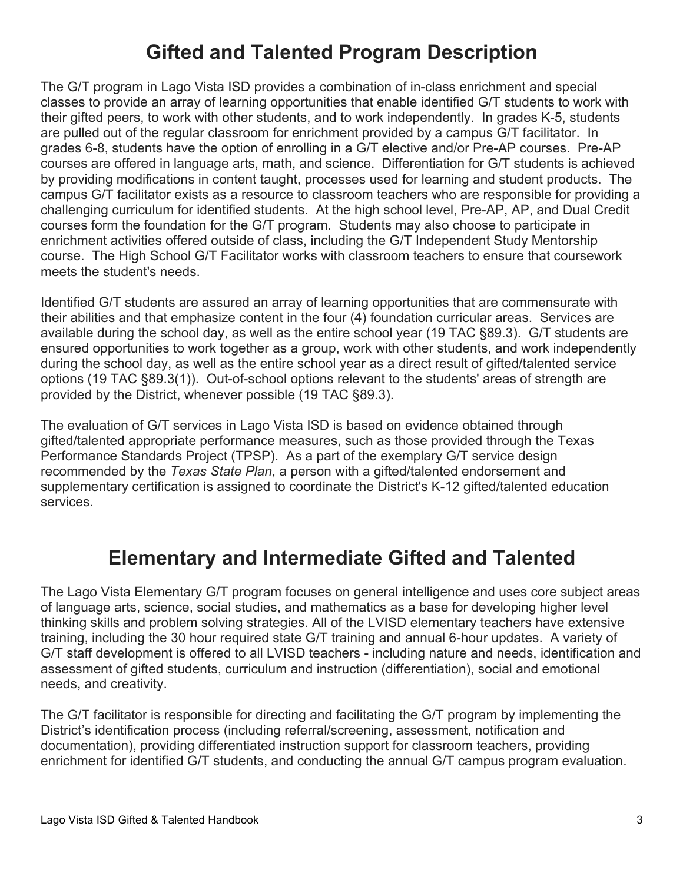# Gifted and Talented Program Description

The G/T program in Lago Vista ISD provides a combination of in-class enrichment and special classes to provide an array of learning opportunities that enable identified G/T students to work with their gifted peers, to work with other students, and to work independently. In grades K-5, students are pulled out of the regular classroom for enrichment provided by a campus G/T facilitator. In grades 6-8, students have the option of enrolling in a G/T elective and/or Pre-AP courses. Pre-AP courses are offered in language arts, math, and science. Differentiation for G/T students is achieved by providing modifications in content taught, processes used for learning and student products. The campus G/T facilitator exists as a resource to classroom teachers who are responsible for providing a challenging curriculum for identified students. At the high school level, Pre-AP, AP, and Dual Credit courses form the foundation for the G/T program. Students may also choose to participate in enrichment activities offered outside of class, including the G/T Independent Study Mentorship course. The High School G/T Facilitator works with classroom teachers to ensure that coursework meets the student's needs.

Identified G/T students are assured an array of learning opportunities that are commensurate with their abilities and that emphasize content in the four (4) foundation curricular areas. Services are available during the school day, as well as the entire school year (19 TAC §89.3). G/T students are ensured opportunities to work together as a group, work with other students, and work independently during the school day, as well as the entire school year as a direct result of gifted/talented service options (19 TAC §89.3(1)). Out-of-school options relevant to the students' areas of strength are provided by the District, whenever possible (19 TAC §89.3).

The evaluation of G/T services in Lago Vista ISD is based on evidence obtained through gifted/talented appropriate performance measures, such as those provided through the Texas Performance Standards Project (TPSP). As a part of the exemplary G/T service design recommended by the *Texas State Plan*, a person with a gifted/talented endorsement and supplementary certification is assigned to coordinate the District's K-12 gifted/talented education services.

# Elementary and Intermediate Gifted and Talented

The Lago Vista Elementary G/T program focuses on general intelligence and uses core subject areas of language arts, science, social studies, and mathematics as a base for developing higher level thinking skills and problem solving strategies. All of the LVISD elementary teachers have extensive training, including the 30 hour required state G/T training and annual 6-hour updates. A variety of G/T staff development is offered to all LVISD teachers - including nature and needs, identification and assessment of gifted students, curriculum and instruction (differentiation), social and emotional needs, and creativity.

The G/T facilitator is responsible for directing and facilitating the G/T program by implementing the District's identification process (including referral/screening, assessment, notification and documentation), providing differentiated instruction support for classroom teachers, providing enrichment for identified G/T students, and conducting the annual G/T campus program evaluation.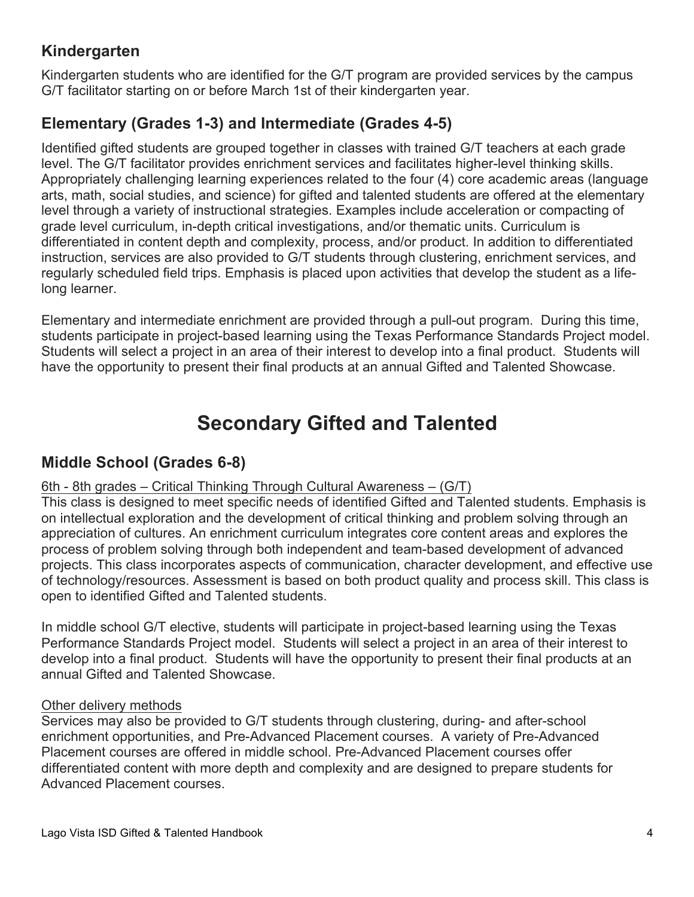## Kindergarten

Kindergarten students who are identified for the G/T program are provided services by the campus G/T facilitator starting on or before March 1st of their kindergarten year.

## Elementary (Grades 1-3) and Intermediate (Grades 4-5)

Identified gifted students are grouped together in classes with trained G/T teachers at each grade level. The G/T facilitator provides enrichment services and facilitates higher-level thinking skills. Appropriately challenging learning experiences related to the four (4) core academic areas (language arts, math, social studies, and science) for gifted and talented students are offered at the elementary level through a variety of instructional strategies. Examples include acceleration or compacting of grade level curriculum, in-depth critical investigations, and/or thematic units. Curriculum is differentiated in content depth and complexity, process, and/or product. In addition to differentiated instruction, services are also provided to G/T students through clustering, enrichment services, and regularly scheduled field trips. Emphasis is placed upon activities that develop the student as a life-long learner.

Elementary and intermediate enrichment are provided through a pull-out program. During this time, students participate in project-based learning using the Texas Performance Standards Project model. Students will select a project in an area of their interest to develop into a final product. Students will have the opportunity to present their final products at an annual Gifted and Talented Showcase.

# Secondary Gifted and Talented

## Middle School (Grades 6-8)

6th - 8th grades – Critical Thinking Through Cultural Awareness – (G/T)

This class is designed to meet specific needs of identified Gifted and Talented students. Emphasis is on intellectual exploration and the development of critical thinking and problem solving through an appreciation of cultures. An enrichment curriculum integrates core content areas and explores the process of problem solving through both independent and team-based development of advanced projects. This class incorporates aspects of communication, character development, and effective use of technology/resources. Assessment is based on both product quality and process skill. This class is open to identified Gifted and Talented students.

In middle school G/T elective, students will participate in project-based learning using the Texas Performance Standards Project model. Students will select a project in an area of their interest to develop into a final product. Students will have the opportunity to present their final products at an annual Gifted and Talented Showcase.

Other delivery methods

Services may also be provided to G/T students through clustering, during- and after-school enrichment opportunities, and Pre-Advanced Placement courses. A variety of Pre-Advanced Placement courses are offered in middle school. Pre-Advanced Placement courses offer differentiated content with more depth and complexity and are designed to prepare students for Advanced Placement courses.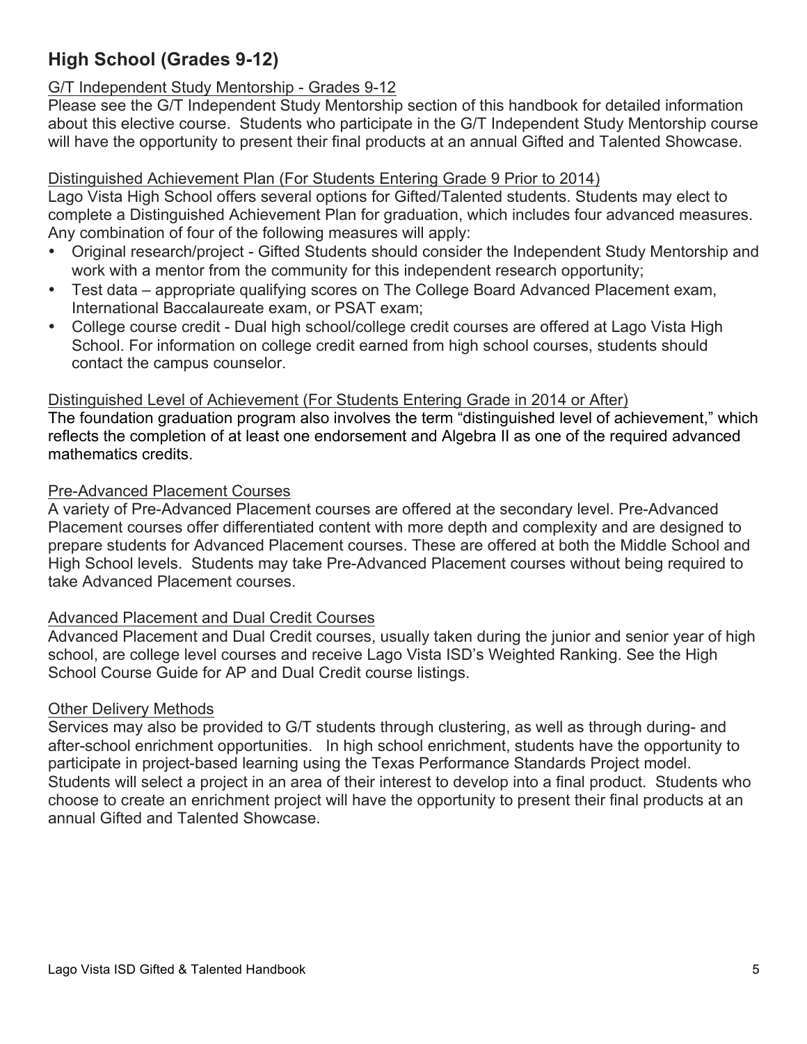## High School (Grades 9-12)

G/T Independent Study Mentorship - Grades 9-12

Please see the G/T Independent Study Mentorship section of this handbook for detailed information about this elective course. Students who participate in the G/T Independent Study Mentorship course will have the opportunity to present their final products at an annual Gifted and Talented Showcase.

Distinguished Achievement Plan (For Students Entering Grade 9 Prior to 2014)

Lago Vista High School offers several options for Gifted/Talented students. Students may elect to complete a Distinguished Achievement Plan for graduation, which includes four advanced measures. Any combination of four of the following measures will apply:

- Original research/project - Gifted Students should consider the Independent Study Mentorship and work with a mentor from the community for this independent research opportunity;
- Test data – appropriate qualifying scores on The College Board Advanced Placement exam, International Baccalaureate exam, or PSAT exam;
- College course credit - Dual high school/college credit courses are offered at Lago Vista High School. For information on college credit earned from high school courses, students should contact the campus counselor.

Distinguished Level of Achievement (For Students Entering Grade in 2014 or After)

The foundation graduation program also involves the term "distinguished level of achievement," which reflects the completion of at least one endorsement and Algebra II as one of the required advanced mathematics credits.

Pre-Advanced Placement Courses

A variety of Pre-Advanced Placement courses are offered at the secondary level. Pre-Advanced Placement courses offer differentiated content with more depth and complexity and are designed to prepare students for Advanced Placement courses. These are offered at both the Middle School and High School levels. Students may take Pre-Advanced Placement courses without being required to take Advanced Placement courses.

Advanced Placement and Dual Credit Courses

Advanced Placement and Dual Credit courses, usually taken during the junior and senior year of high school, are college level courses and receive Lago Vista ISD's Weighted Ranking. See the High School Course Guide for AP and Dual Credit course listings.

Other Delivery Methods

Services may also be provided to G/T students through clustering, as well as through during- and after-school enrichment opportunities. In high school enrichment, students have the opportunity to participate in project-based learning using the Texas Performance Standards Project model. Students will select a project in an area of their interest to develop into a final product. Students who choose to create an enrichment project will have the opportunity to present their final products at an annual Gifted and Talented Showcase.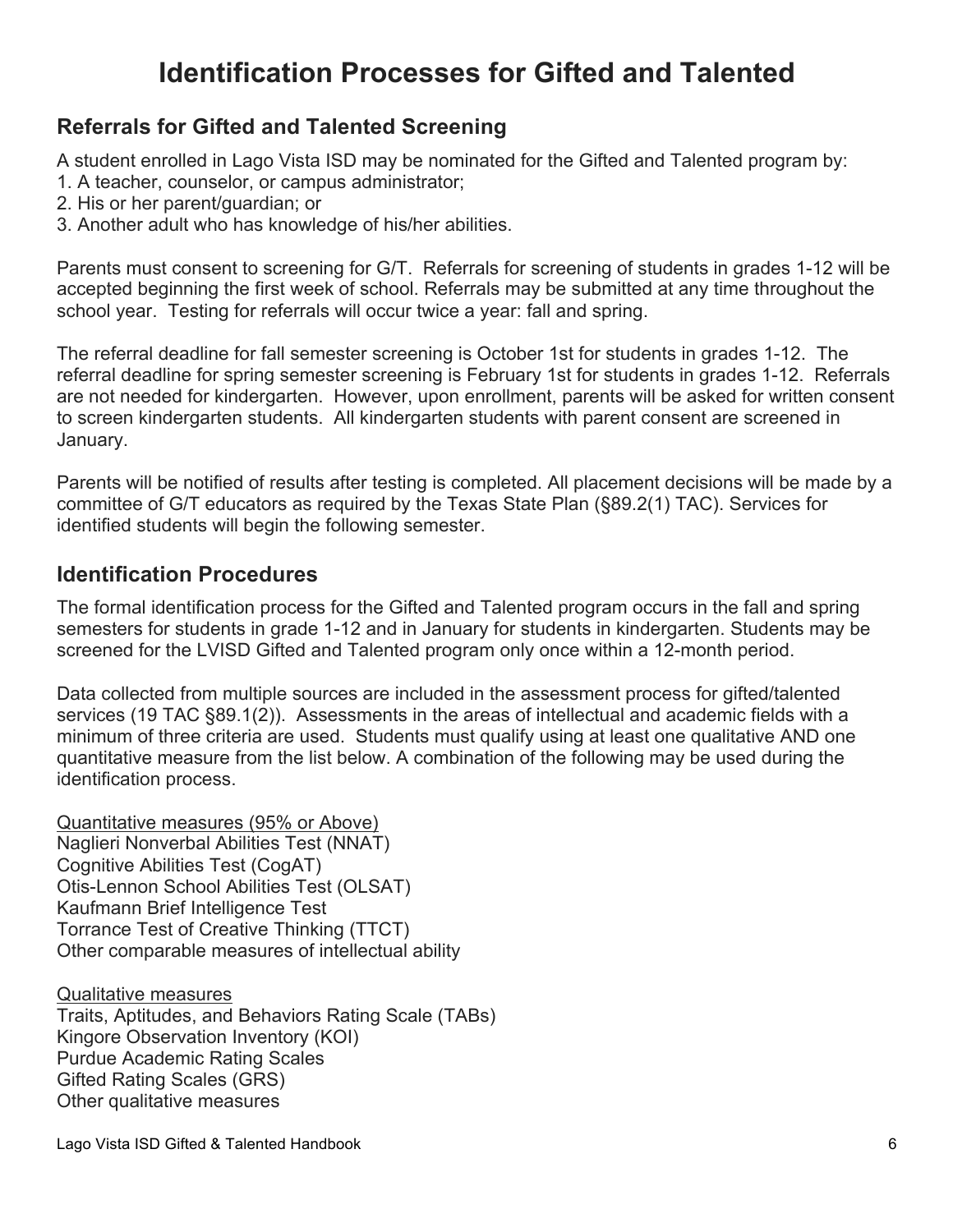# Identification Processes for Gifted and Talented

## Referrals for Gifted and Talented Screening

A student enrolled in Lago Vista ISD may be nominated for the Gifted and Talented program by:

1. A teacher, counselor, or campus administrator;
2. His or her parent/guardian; or
3. Another adult who has knowledge of his/her abilities.

Parents must consent to screening for G/T. Referrals for screening of students in grades 1-12 will be accepted beginning the first week of school. Referrals may be submitted at any time throughout the school year. Testing for referrals will occur twice a year: fall and spring.

The referral deadline for fall semester screening is October 1st for students in grades 1-12. The referral deadline for spring semester screening is February 1st for students in grades 1-12. Referrals are not needed for kindergarten. However, upon enrollment, parents will be asked for written consent to screen kindergarten students. All kindergarten students with parent consent are screened in January.

Parents will be notified of results after testing is completed. All placement decisions will be made by a committee of G/T educators as required by the Texas State Plan (§89.2(1) TAC). Services for identified students will begin the following semester.

## Identification Procedures

The formal identification process for the Gifted and Talented program occurs in the fall and spring semesters for students in grade 1-12 and in January for students in kindergarten. Students may be screened for the LVISD Gifted and Talented program only once within a 12-month period.

Data collected from multiple sources are included in the assessment process for gifted/talented services (19 TAC §89.1(2)). Assessments in the areas of intellectual and academic fields with a minimum of three criteria are used. Students must qualify using at least one qualitative AND one quantitative measure from the list below. A combination of the following may be used during the identification process.

<u>Quantitative measures (95% or Above)</u>
Naglieri Nonverbal Abilities Test (NNAT)
Cognitive Abilities Test (CogAT)
Otis-Lennon School Abilities Test (OLSAT)
Kaufmann Brief Intelligence Test
Torrance Test of Creative Thinking (TTCT)
Other comparable measures of intellectual ability

<u>Qualitative measures</u>
Traits, Aptitudes, and Behaviors Rating Scale (TABs)
Kingore Observation Inventory (KOI)
Purdue Academic Rating Scales
Gifted Rating Scales (GRS)
Other qualitative measures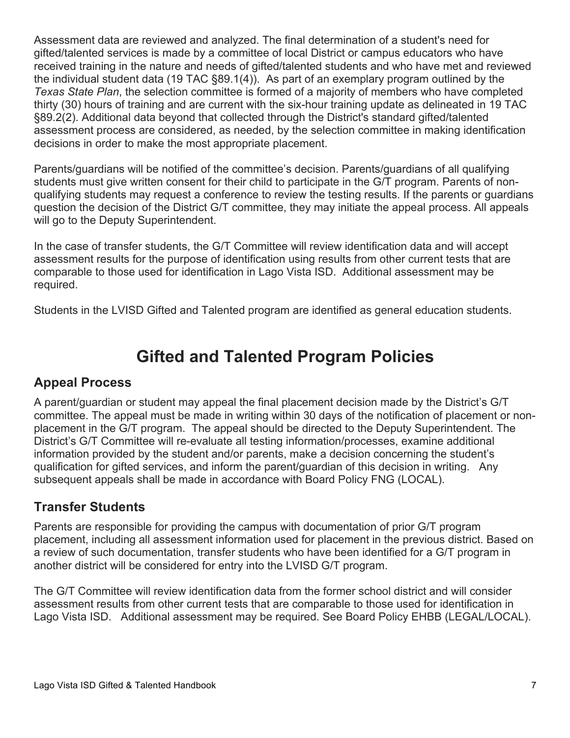Assessment data are reviewed and analyzed. The final determination of a student's need for gifted/talented services is made by a committee of local District or campus educators who have received training in the nature and needs of gifted/talented students and who have met and reviewed the individual student data (19 TAC §89.1(4)). As part of an exemplary program outlined by the *Texas State Plan*, the selection committee is formed of a majority of members who have completed thirty (30) hours of training and are current with the six-hour training update as delineated in 19 TAC §89.2(2). Additional data beyond that collected through the District's standard gifted/talented assessment process are considered, as needed, by the selection committee in making identification decisions in order to make the most appropriate placement.

Parents/guardians will be notified of the committee's decision. Parents/guardians of all qualifying students must give written consent for their child to participate in the G/T program. Parents of non-qualifying students may request a conference to review the testing results. If the parents or guardians question the decision of the District G/T committee, they may initiate the appeal process. All appeals will go to the Deputy Superintendent.

In the case of transfer students, the G/T Committee will review identification data and will accept assessment results for the purpose of identification using results from other current tests that are comparable to those used for identification in Lago Vista ISD. Additional assessment may be required.

Students in the LVISD Gifted and Talented program are identified as general education students.

# Gifted and Talented Program Policies

## Appeal Process

A parent/guardian or student may appeal the final placement decision made by the District's G/T committee. The appeal must be made in writing within 30 days of the notification of placement or non-placement in the G/T program. The appeal should be directed to the Deputy Superintendent. The District's G/T Committee will re-evaluate all testing information/processes, examine additional information provided by the student and/or parents, make a decision concerning the student's qualification for gifted services, and inform the parent/guardian of this decision in writing. Any subsequent appeals shall be made in accordance with Board Policy FNG (LOCAL).

## Transfer Students

Parents are responsible for providing the campus with documentation of prior G/T program placement, including all assessment information used for placement in the previous district. Based on a review of such documentation, transfer students who have been identified for a G/T program in another district will be considered for entry into the LVISD G/T program.

The G/T Committee will review identification data from the former school district and will consider assessment results from other current tests that are comparable to those used for identification in Lago Vista ISD. Additional assessment may be required. See Board Policy EHBB (LEGAL/LOCAL).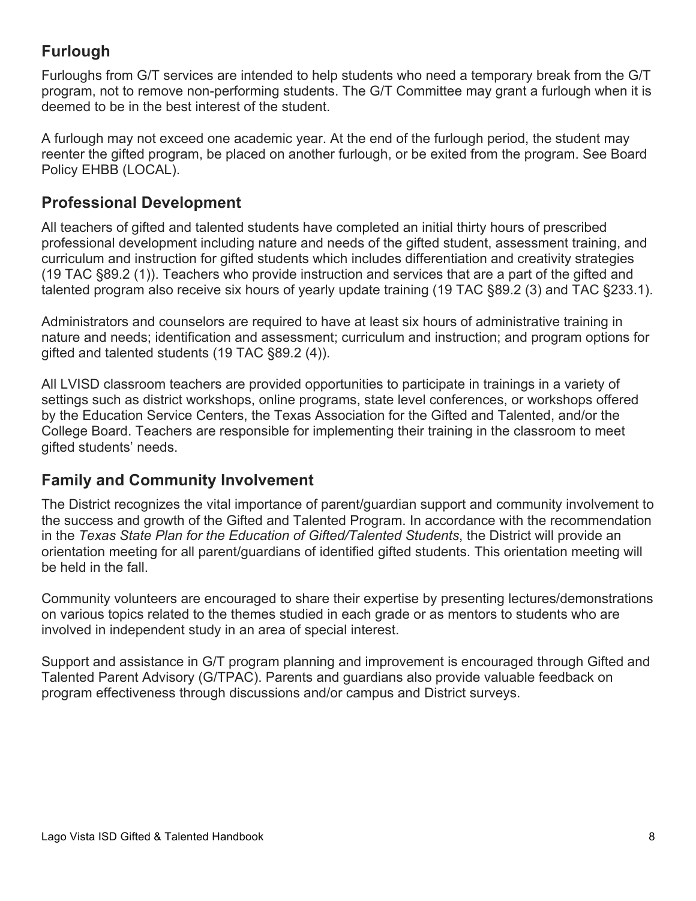## Furlough

Furloughs from G/T services are intended to help students who need a temporary break from the G/T program, not to remove non-performing students. The G/T Committee may grant a furlough when it is deemed to be in the best interest of the student.

A furlough may not exceed one academic year. At the end of the furlough period, the student may reenter the gifted program, be placed on another furlough, or be exited from the program. See Board Policy EHBB (LOCAL).

## Professional Development

All teachers of gifted and talented students have completed an initial thirty hours of prescribed professional development including nature and needs of the gifted student, assessment training, and curriculum and instruction for gifted students which includes differentiation and creativity strategies (19 TAC §89.2 (1)). Teachers who provide instruction and services that are a part of the gifted and talented program also receive six hours of yearly update training (19 TAC §89.2 (3) and TAC §233.1).

Administrators and counselors are required to have at least six hours of administrative training in nature and needs; identification and assessment; curriculum and instruction; and program options for gifted and talented students (19 TAC §89.2 (4)).

All LVISD classroom teachers are provided opportunities to participate in trainings in a variety of settings such as district workshops, online programs, state level conferences, or workshops offered by the Education Service Centers, the Texas Association for the Gifted and Talented, and/or the College Board. Teachers are responsible for implementing their training in the classroom to meet gifted students' needs.

## Family and Community Involvement

The District recognizes the vital importance of parent/guardian support and community involvement to the success and growth of the Gifted and Talented Program. In accordance with the recommendation in the *Texas State Plan for the Education of Gifted/Talented Students*, the District will provide an orientation meeting for all parent/guardians of identified gifted students. This orientation meeting will be held in the fall.

Community volunteers are encouraged to share their expertise by presenting lectures/demonstrations on various topics related to the themes studied in each grade or as mentors to students who are involved in independent study in an area of special interest.

Support and assistance in G/T program planning and improvement is encouraged through Gifted and Talented Parent Advisory (G/TPAC). Parents and guardians also provide valuable feedback on program effectiveness through discussions and/or campus and District surveys.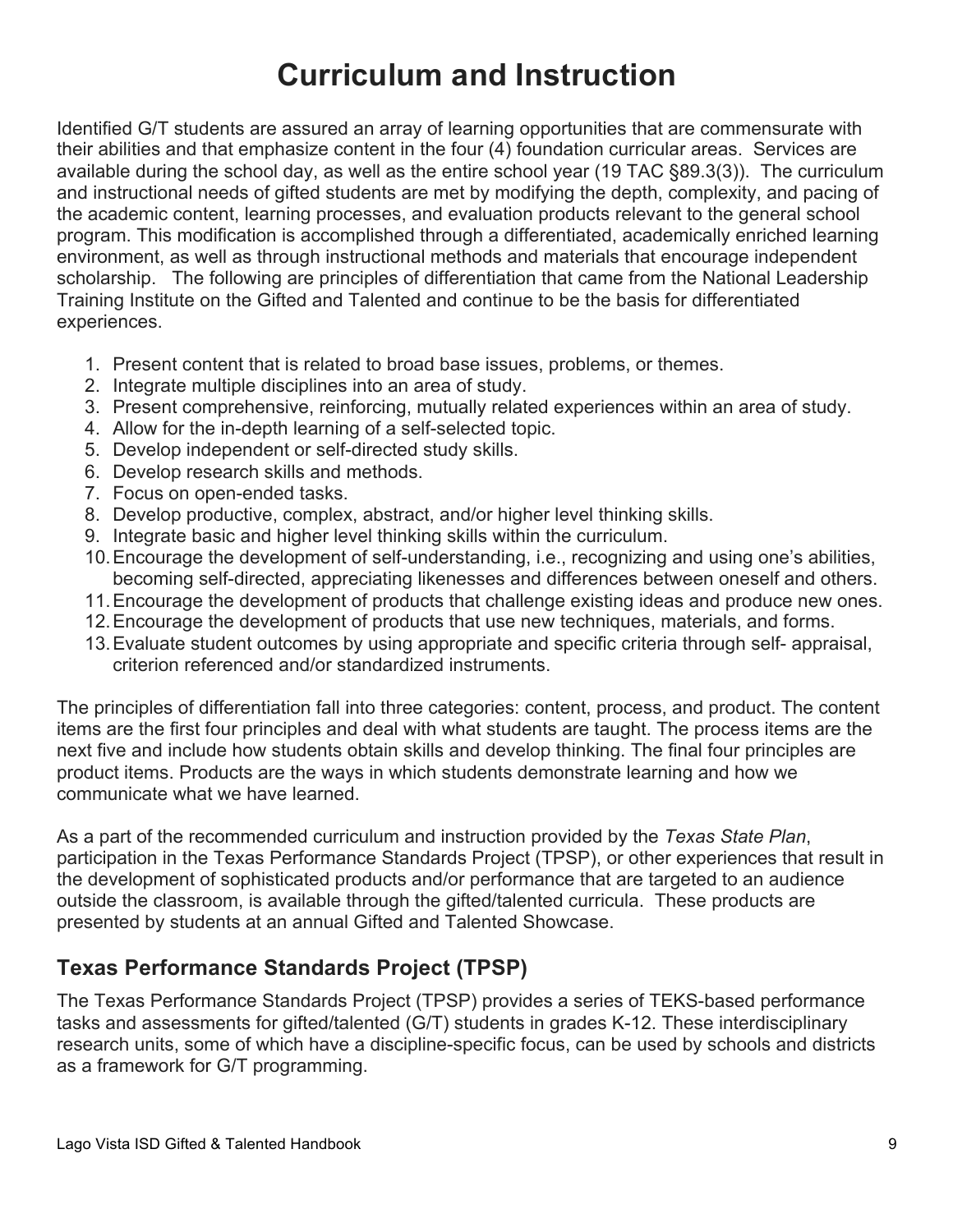# Curriculum and Instruction

Identified G/T students are assured an array of learning opportunities that are commensurate with their abilities and that emphasize content in the four (4) foundation curricular areas. Services are available during the school day, as well as the entire school year (19 TAC §89.3(3)). The curriculum and instructional needs of gifted students are met by modifying the depth, complexity, and pacing of the academic content, learning processes, and evaluation products relevant to the general school program. This modification is accomplished through a differentiated, academically enriched learning environment, as well as through instructional methods and materials that encourage independent scholarship. The following are principles of differentiation that came from the National Leadership Training Institute on the Gifted and Talented and continue to be the basis for differentiated experiences.

1. Present content that is related to broad base issues, problems, or themes.
2. Integrate multiple disciplines into an area of study.
3. Present comprehensive, reinforcing, mutually related experiences within an area of study.
4. Allow for the in-depth learning of a self-selected topic.
5. Develop independent or self-directed study skills.
6. Develop research skills and methods.
7. Focus on open-ended tasks.
8. Develop productive, complex, abstract, and/or higher level thinking skills.
9. Integrate basic and higher level thinking skills within the curriculum.
10. Encourage the development of self-understanding, i.e., recognizing and using one's abilities, becoming self-directed, appreciating likenesses and differences between oneself and others.
11. Encourage the development of products that challenge existing ideas and produce new ones.
12. Encourage the development of products that use new techniques, materials, and forms.
13. Evaluate student outcomes by using appropriate and specific criteria through self- appraisal, criterion referenced and/or standardized instruments.

The principles of differentiation fall into three categories: content, process, and product. The content items are the first four principles and deal with what students are taught. The process items are the next five and include how students obtain skills and develop thinking. The final four principles are product items. Products are the ways in which students demonstrate learning and how we communicate what we have learned.

As a part of the recommended curriculum and instruction provided by the *Texas State Plan*, participation in the Texas Performance Standards Project (TPSP), or other experiences that result in the development of sophisticated products and/or performance that are targeted to an audience outside the classroom, is available through the gifted/talented curricula. These products are presented by students at an annual Gifted and Talented Showcase.

## Texas Performance Standards Project (TPSP)

The Texas Performance Standards Project (TPSP) provides a series of TEKS-based performance tasks and assessments for gifted/talented (G/T) students in grades K-12. These interdisciplinary research units, some of which have a discipline-specific focus, can be used by schools and districts as a framework for G/T programming.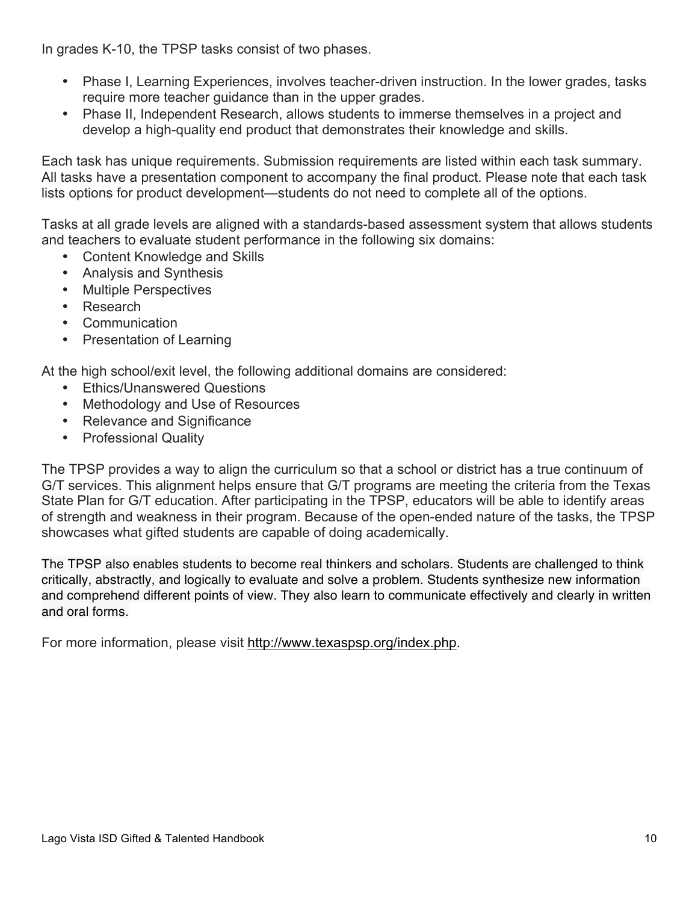In grades K-10, the TPSP tasks consist of two phases.

- Phase I, Learning Experiences, involves teacher-driven instruction. In the lower grades, tasks require more teacher guidance than in the upper grades.
- Phase II, Independent Research, allows students to immerse themselves in a project and develop a high-quality end product that demonstrates their knowledge and skills.

Each task has unique requirements. Submission requirements are listed within each task summary. All tasks have a presentation component to accompany the final product. Please note that each task lists options for product development—students do not need to complete all of the options.

Tasks at all grade levels are aligned with a standards-based assessment system that allows students and teachers to evaluate student performance in the following six domains:

- Content Knowledge and Skills
- Analysis and Synthesis
- Multiple Perspectives
- Research
- Communication
- Presentation of Learning

At the high school/exit level, the following additional domains are considered:

- Ethics/Unanswered Questions
- Methodology and Use of Resources
- Relevance and Significance
- Professional Quality

The TPSP provides a way to align the curriculum so that a school or district has a true continuum of G/T services. This alignment helps ensure that G/T programs are meeting the criteria from the Texas State Plan for G/T education. After participating in the TPSP, educators will be able to identify areas of strength and weakness in their program. Because of the open-ended nature of the tasks, the TPSP showcases what gifted students are capable of doing academically.

The TPSP also enables students to become real thinkers and scholars. Students are challenged to think critically, abstractly, and logically to evaluate and solve a problem. Students synthesize new information and comprehend different points of view. They also learn to communicate effectively and clearly in written and oral forms.

For more information, please visit http://www.texaspsp.org/index.php.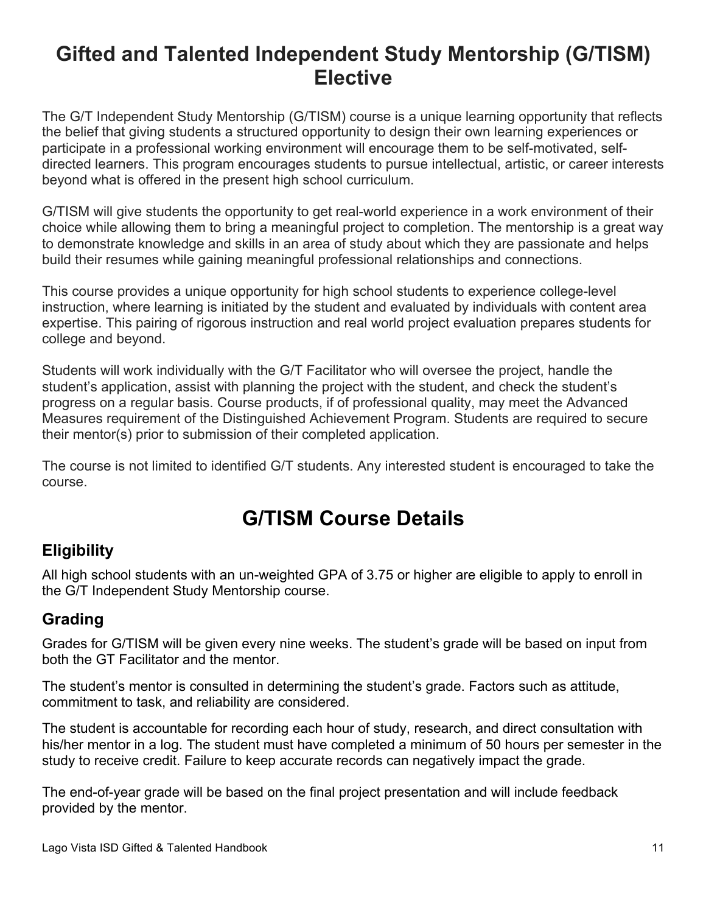# Gifted and Talented Independent Study Mentorship (G/TISM) Elective

The G/T Independent Study Mentorship (G/TISM) course is a unique learning opportunity that reflects the belief that giving students a structured opportunity to design their own learning experiences or participate in a professional working environment will encourage them to be self-motivated, self-directed learners. This program encourages students to pursue intellectual, artistic, or career interests beyond what is offered in the present high school curriculum.

G/TISM will give students the opportunity to get real-world experience in a work environment of their choice while allowing them to bring a meaningful project to completion. The mentorship is a great way to demonstrate knowledge and skills in an area of study about which they are passionate and helps build their resumes while gaining meaningful professional relationships and connections.

This course provides a unique opportunity for high school students to experience college-level instruction, where learning is initiated by the student and evaluated by individuals with content area expertise. This pairing of rigorous instruction and real world project evaluation prepares students for college and beyond.

Students will work individually with the G/T Facilitator who will oversee the project, handle the student's application, assist with planning the project with the student, and check the student's progress on a regular basis. Course products, if of professional quality, may meet the Advanced Measures requirement of the Distinguished Achievement Program. Students are required to secure their mentor(s) prior to submission of their completed application.

The course is not limited to identified G/T students. Any interested student is encouraged to take the course.

# G/TISM Course Details

## Eligibility

All high school students with an un-weighted GPA of 3.75 or higher are eligible to apply to enroll in the G/T Independent Study Mentorship course.

## Grading

Grades for G/TISM will be given every nine weeks. The student's grade will be based on input from both the GT Facilitator and the mentor.

The student's mentor is consulted in determining the student's grade. Factors such as attitude, commitment to task, and reliability are considered.

The student is accountable for recording each hour of study, research, and direct consultation with his/her mentor in a log. The student must have completed a minimum of 50 hours per semester in the study to receive credit. Failure to keep accurate records can negatively impact the grade.

The end-of-year grade will be based on the final project presentation and will include feedback provided by the mentor.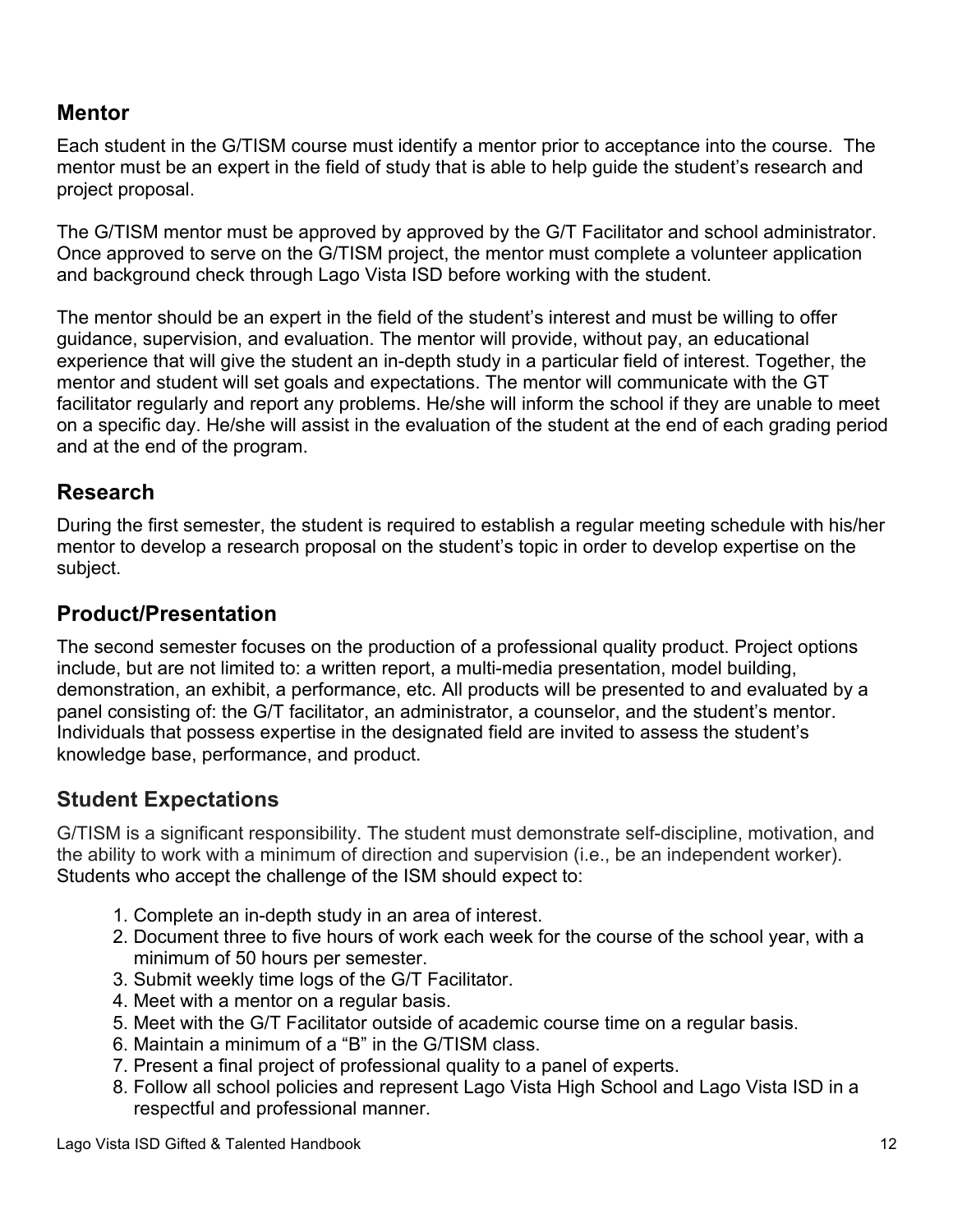## Mentor

Each student in the G/TISM course must identify a mentor prior to acceptance into the course. The mentor must be an expert in the field of study that is able to help guide the student's research and project proposal.

The G/TISM mentor must be approved by approved by the G/T Facilitator and school administrator. Once approved to serve on the G/TISM project, the mentor must complete a volunteer application and background check through Lago Vista ISD before working with the student.

The mentor should be an expert in the field of the student's interest and must be willing to offer guidance, supervision, and evaluation. The mentor will provide, without pay, an educational experience that will give the student an in-depth study in a particular field of interest. Together, the mentor and student will set goals and expectations. The mentor will communicate with the GT facilitator regularly and report any problems. He/she will inform the school if they are unable to meet on a specific day. He/she will assist in the evaluation of the student at the end of each grading period and at the end of the program.

## Research

During the first semester, the student is required to establish a regular meeting schedule with his/her mentor to develop a research proposal on the student's topic in order to develop expertise on the subject.

## Product/Presentation

The second semester focuses on the production of a professional quality product. Project options include, but are not limited to: a written report, a multi-media presentation, model building, demonstration, an exhibit, a performance, etc. All products will be presented to and evaluated by a panel consisting of: the G/T facilitator, an administrator, a counselor, and the student's mentor. Individuals that possess expertise in the designated field are invited to assess the student's knowledge base, performance, and product.

## Student Expectations

G/TISM is a significant responsibility. The student must demonstrate self-discipline, motivation, and the ability to work with a minimum of direction and supervision (i.e., be an independent worker). Students who accept the challenge of the ISM should expect to:

1. Complete an in-depth study in an area of interest.
2. Document three to five hours of work each week for the course of the school year, with a minimum of 50 hours per semester.
3. Submit weekly time logs of the G/T Facilitator.
4. Meet with a mentor on a regular basis.
5. Meet with the G/T Facilitator outside of academic course time on a regular basis.
6. Maintain a minimum of a "B" in the G/TISM class.
7. Present a final project of professional quality to a panel of experts.
8. Follow all school policies and represent Lago Vista High School and Lago Vista ISD in a respectful and professional manner.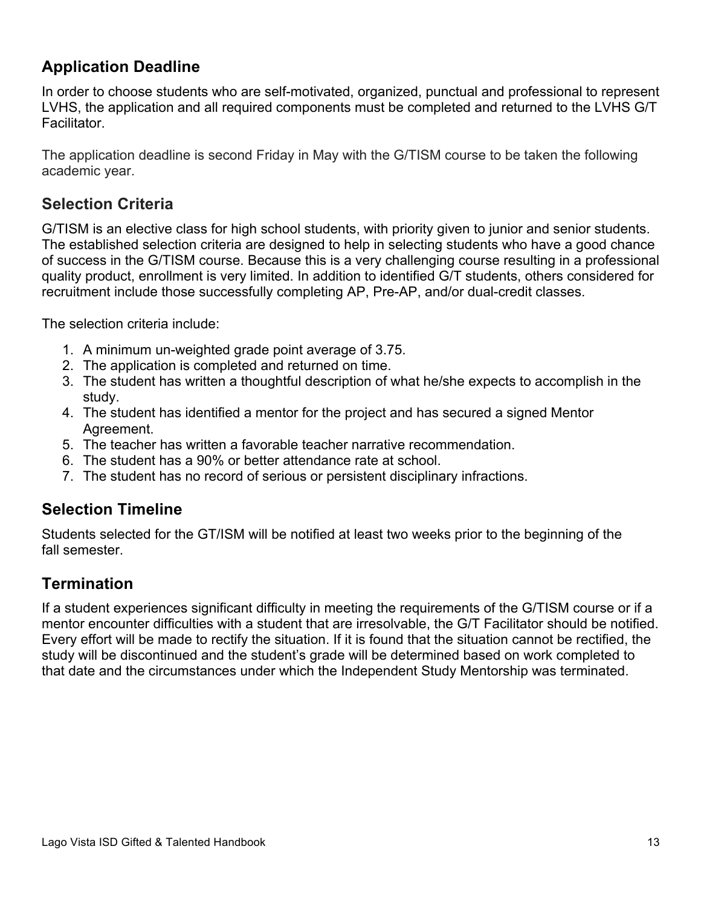## Application Deadline

In order to choose students who are self-motivated, organized, punctual and professional to represent LVHS, the application and all required components must be completed and returned to the LVHS G/T Facilitator.

The application deadline is second Friday in May with the G/TISM course to be taken the following academic year.

## Selection Criteria

G/TISM is an elective class for high school students, with priority given to junior and senior students. The established selection criteria are designed to help in selecting students who have a good chance of success in the G/TISM course. Because this is a very challenging course resulting in a professional quality product, enrollment is very limited. In addition to identified G/T students, others considered for recruitment include those successfully completing AP, Pre-AP, and/or dual-credit classes.

The selection criteria include:

1. A minimum un-weighted grade point average of 3.75.
2. The application is completed and returned on time.
3. The student has written a thoughtful description of what he/she expects to accomplish in the study.
4. The student has identified a mentor for the project and has secured a signed Mentor Agreement.
5. The teacher has written a favorable teacher narrative recommendation.
6. The student has a 90% or better attendance rate at school.
7. The student has no record of serious or persistent disciplinary infractions.

## Selection Timeline

Students selected for the GT/ISM will be notified at least two weeks prior to the beginning of the fall semester.

## Termination

If a student experiences significant difficulty in meeting the requirements of the G/TISM course or if a mentor encounter difficulties with a student that are irresolvable, the G/T Facilitator should be notified. Every effort will be made to rectify the situation. If it is found that the situation cannot be rectified, the study will be discontinued and the student's grade will be determined based on work completed to that date and the circumstances under which the Independent Study Mentorship was terminated.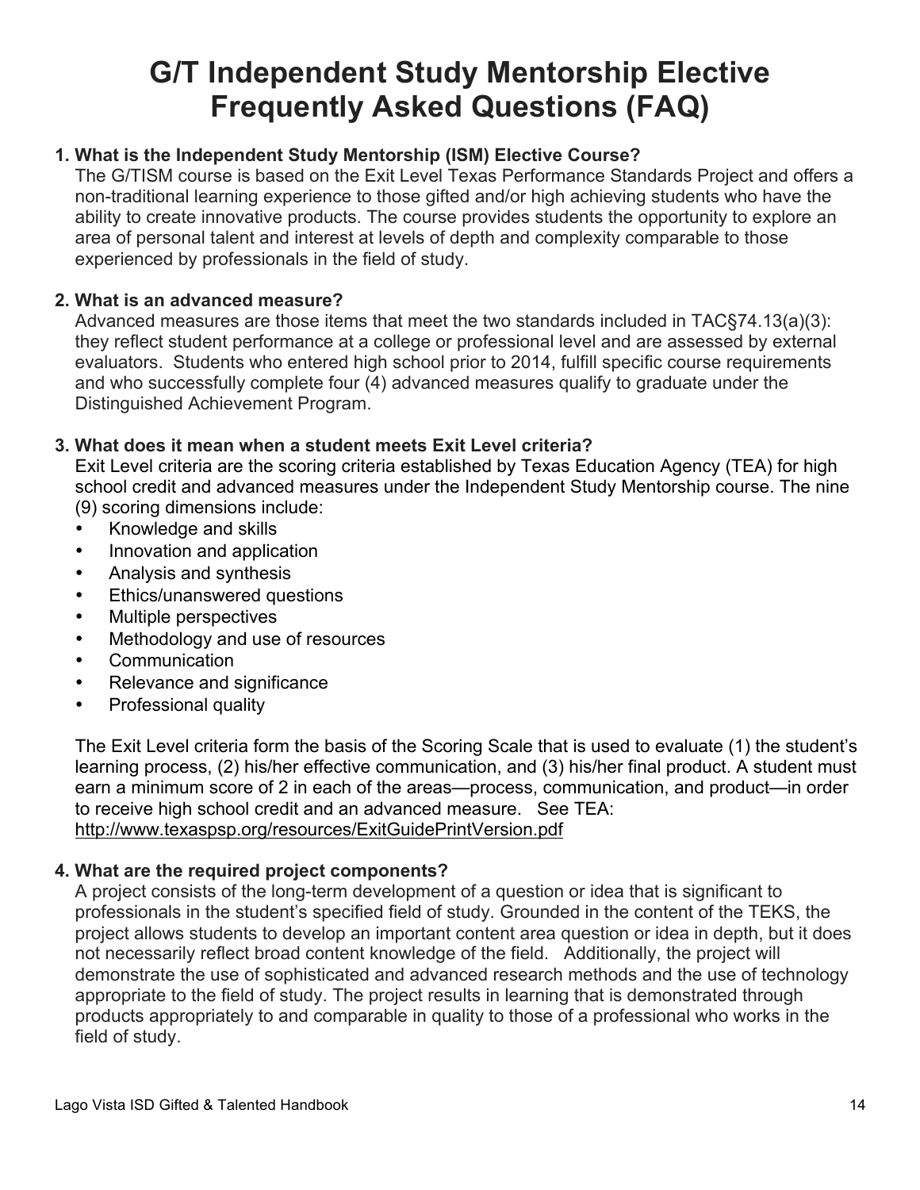# G/T Independent Study Mentorship Elective Frequently Asked Questions (FAQ)

1. **What is the Independent Study Mentorship (ISM) Elective Course?**
   The G/TISM course is based on the Exit Level Texas Performance Standards Project and offers a non-traditional learning experience to those gifted and/or high achieving students who have the ability to create innovative products. The course provides students the opportunity to explore an area of personal talent and interest at levels of depth and complexity comparable to those experienced by professionals in the field of study.

2. **What is an advanced measure?**
   Advanced measures are those items that meet the two standards included in TAC§74.13(a)(3): they reflect student performance at a college or professional level and are assessed by external evaluators. Students who entered high school prior to 2014, fulfill specific course requirements and who successfully complete four (4) advanced measures qualify to graduate under the Distinguished Achievement Program.

3. **What does it mean when a student meets Exit Level criteria?**
   Exit Level criteria are the scoring criteria established by Texas Education Agency (TEA) for high school credit and advanced measures under the Independent Study Mentorship course. The nine (9) scoring dimensions include:
   - Knowledge and skills
   - Innovation and application
   - Analysis and synthesis
   - Ethics/unanswered questions
   - Multiple perspectives
   - Methodology and use of resources
   - Communication
   - Relevance and significance
   - Professional quality

   The Exit Level criteria form the basis of the Scoring Scale that is used to evaluate (1) the student's learning process, (2) his/her effective communication, and (3) his/her final product. A student must earn a minimum score of 2 in each of the areas—process, communication, and product—in order to receive high school credit and an advanced measure. See TEA: http://www.texaspsp.org/resources/ExitGuidePrintVersion.pdf

4. **What are the required project components?**
   A project consists of the long-term development of a question or idea that is significant to professionals in the student's specified field of study. Grounded in the content of the TEKS, the project allows students to develop an important content area question or idea in depth, but it does not necessarily reflect broad content knowledge of the field. Additionally, the project will demonstrate the use of sophisticated and advanced research methods and the use of technology appropriate to the field of study. The project results in learning that is demonstrated through products appropriately to and comparable in quality to those of a professional who works in the field of study.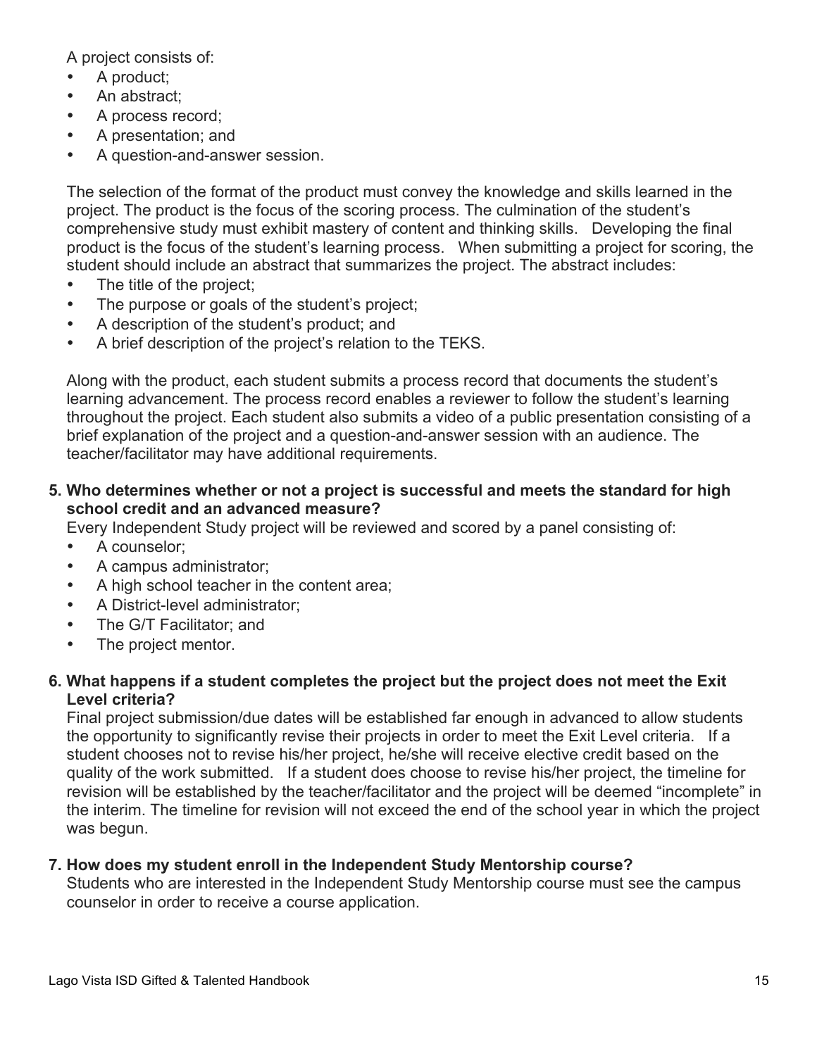A project consists of:

- A product;
- An abstract;
- A process record;
- A presentation; and
- A question-and-answer session.

The selection of the format of the product must convey the knowledge and skills learned in the project. The product is the focus of the scoring process. The culmination of the student's comprehensive study must exhibit mastery of content and thinking skills. Developing the final product is the focus of the student's learning process. When submitting a project for scoring, the student should include an abstract that summarizes the project. The abstract includes:

- The title of the project;
- The purpose or goals of the student's project;
- A description of the student's product; and
- A brief description of the project's relation to the TEKS.

Along with the product, each student submits a process record that documents the student's learning advancement. The process record enables a reviewer to follow the student's learning throughout the project. Each student also submits a video of a public presentation consisting of a brief explanation of the project and a question-and-answer session with an audience. The teacher/facilitator may have additional requirements.

**5. Who determines whether or not a project is successful and meets the standard for high school credit and an advanced measure?**

Every Independent Study project will be reviewed and scored by a panel consisting of:

- A counselor;
- A campus administrator;
- A high school teacher in the content area;
- A District-level administrator;
- The G/T Facilitator; and
- The project mentor.

**6. What happens if a student completes the project but the project does not meet the Exit Level criteria?**

Final project submission/due dates will be established far enough in advanced to allow students the opportunity to significantly revise their projects in order to meet the Exit Level criteria. If a student chooses not to revise his/her project, he/she will receive elective credit based on the quality of the work submitted. If a student does choose to revise his/her project, the timeline for revision will be established by the teacher/facilitator and the project will be deemed "incomplete" in the interim. The timeline for revision will not exceed the end of the school year in which the project was begun.

**7. How does my student enroll in the Independent Study Mentorship course?**

Students who are interested in the Independent Study Mentorship course must see the campus counselor in order to receive a course application.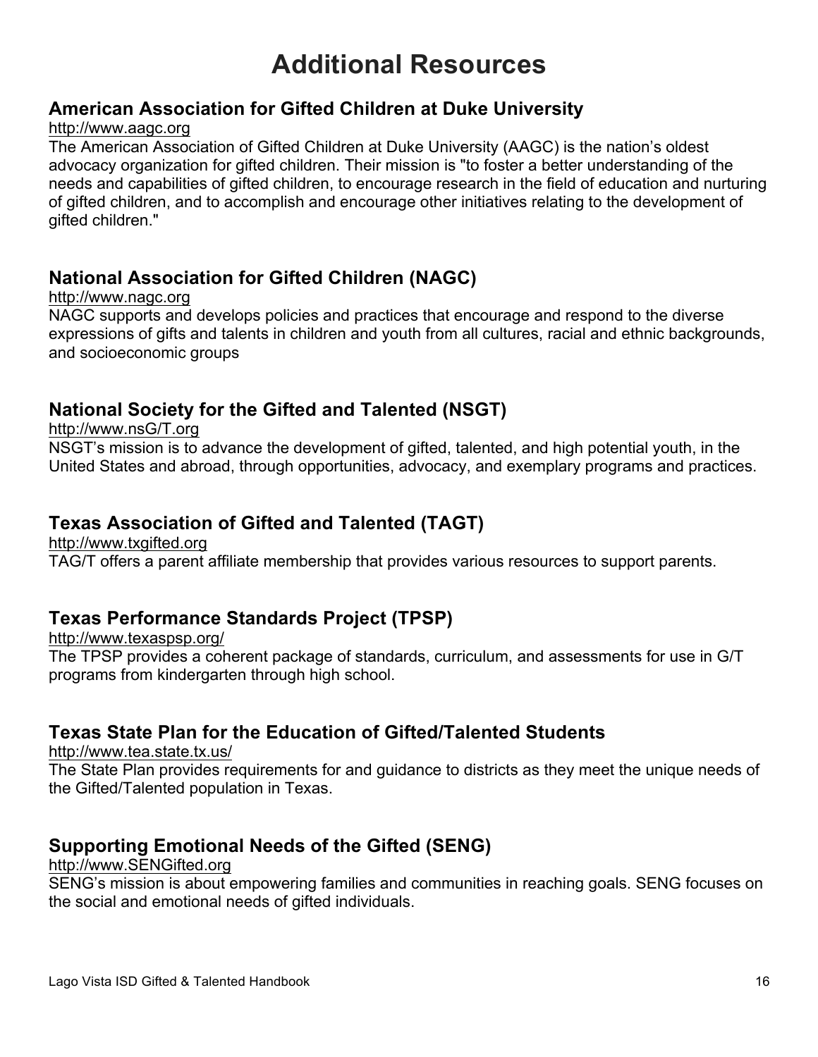# Additional Resources

## American Association for Gifted Children at Duke University

http://www.aagc.org

The American Association of Gifted Children at Duke University (AAGC) is the nation's oldest advocacy organization for gifted children. Their mission is "to foster a better understanding of the needs and capabilities of gifted children, to encourage research in the field of education and nurturing of gifted children, and to accomplish and encourage other initiatives relating to the development of gifted children."

## National Association for Gifted Children (NAGC)

http://www.nagc.org

NAGC supports and develops policies and practices that encourage and respond to the diverse expressions of gifts and talents in children and youth from all cultures, racial and ethnic backgrounds, and socioeconomic groups

## National Society for the Gifted and Talented (NSGT)

http://www.nsG/T.org

NSGT's mission is to advance the development of gifted, talented, and high potential youth, in the United States and abroad, through opportunities, advocacy, and exemplary programs and practices.

## Texas Association of Gifted and Talented (TAGT)

http://www.txgifted.org

TAG/T offers a parent affiliate membership that provides various resources to support parents.

## Texas Performance Standards Project (TPSP)

http://www.texaspsp.org/

The TPSP provides a coherent package of standards, curriculum, and assessments for use in G/T programs from kindergarten through high school.

## Texas State Plan for the Education of Gifted/Talented Students

http://www.tea.state.tx.us/

The State Plan provides requirements for and guidance to districts as they meet the unique needs of the Gifted/Talented population in Texas.

## Supporting Emotional Needs of the Gifted (SENG)

http://www.SENGifted.org

SENG's mission is about empowering families and communities in reaching goals. SENG focuses on the social and emotional needs of gifted individuals.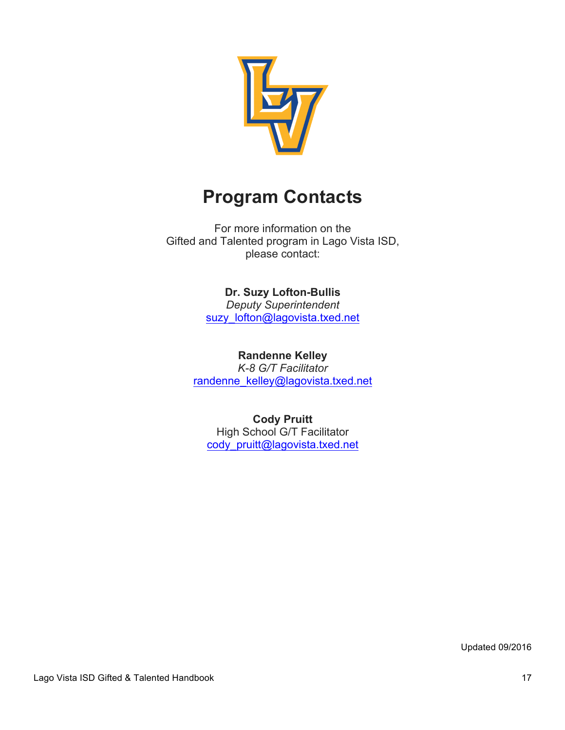# Program Contacts

For more information on the
Gifted and Talented program in Lago Vista ISD,
please contact:

**Dr. Suzy Lofton-Bullis**
*Deputy Superintendent*
suzy_lofton@lagovista.txed.net

**Randenne Kelley**
*K-8 G/T Facilitator*
randenne_kelley@lagovista.txed.net

**Cody Pruitt**
High School G/T Facilitator
cody_pruitt@lagovista.txed.net

Updated 09/2016